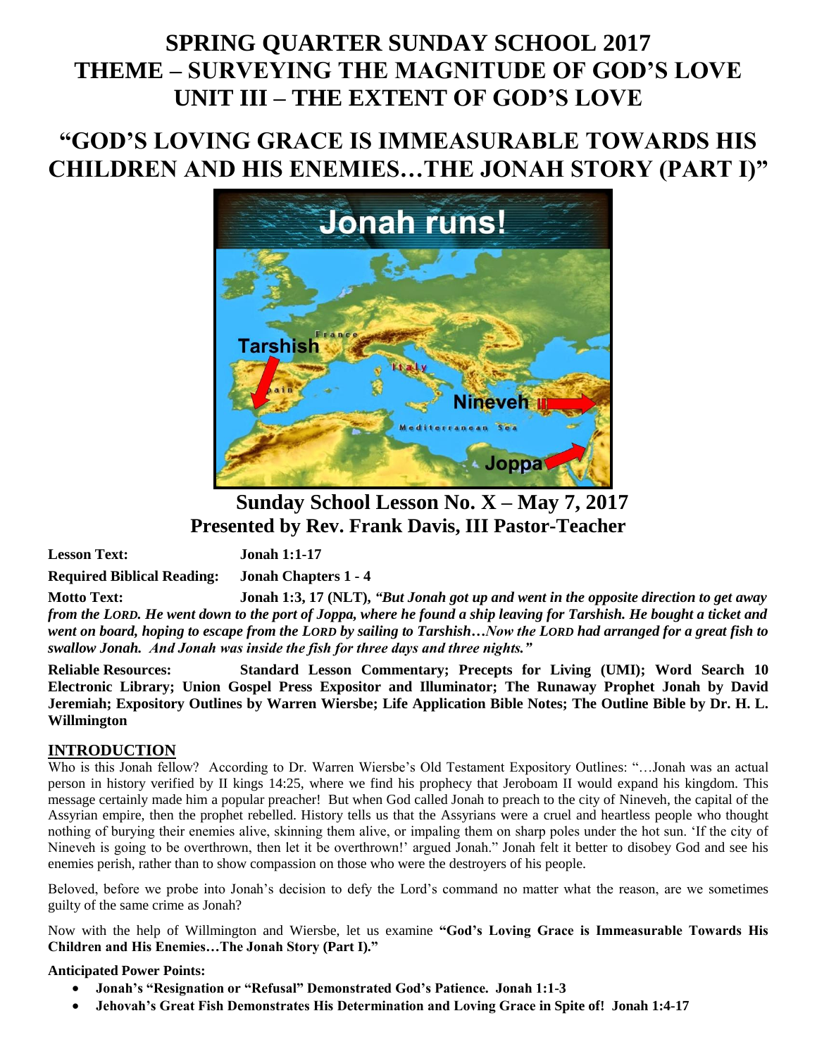# SPRING QUARTER SUNDAY SCHOOL 2017
# THEME – SURVEYING THE MAGNITUDE OF GOD'S LOVE
# UNIT III – THE EXTENT OF GOD'S LOVE

# "GOD'S LOVING GRACE IS IMMEASURABLE TOWARDS HIS CHILDREN AND HIS ENEMIES…THE JONAH STORY (PART I)"

## Sunday School Lesson No. X – May 7, 2017
## Presented by Rev. Frank Davis, III Pastor-Teacher

**Lesson Text:** **Jonah 1:1-17**

**Required Biblical Reading:** **Jonah Chapters 1 - 4**

**Motto Text:** **Jonah 1:3, 17 (NLT),** ***"But Jonah got up and went in the opposite direction to get away from the LORD. He went down to the port of Joppa, where he found a ship leaving for Tarshish. He bought a ticket and went on board, hoping to escape from the LORD by sailing to Tarshish…Now the LORD had arranged for a great fish to swallow Jonah. And Jonah was inside the fish for three days and three nights."***

**Reliable Resources:** **Standard Lesson Commentary; Precepts for Living (UMI); Word Search 10 Electronic Library; Union Gospel Press Expositor and Illuminator; The Runaway Prophet Jonah by David Jeremiah; Expository Outlines by Warren Wiersbe; Life Application Bible Notes; The Outline Bible by Dr. H. L. Willmington**

## INTRODUCTION

Who is this Jonah fellow? According to Dr. Warren Wiersbe's Old Testament Expository Outlines: "…Jonah was an actual person in history verified by II kings 14:25, where we find his prophecy that Jeroboam II would expand his kingdom. This message certainly made him a popular preacher! But when God called Jonah to preach to the city of Nineveh, the capital of the Assyrian empire, then the prophet rebelled. History tells us that the Assyrians were a cruel and heartless people who thought nothing of burying their enemies alive, skinning them alive, or impaling them on sharp poles under the hot sun. 'If the city of Nineveh is going to be overthrown, then let it be overthrown!' argued Jonah." Jonah felt it better to disobey God and see his enemies perish, rather than to show compassion on those who were the destroyers of his people.

Beloved, before we probe into Jonah's decision to defy the Lord's command no matter what the reason, are we sometimes guilty of the same crime as Jonah?

Now with the help of Willmington and Wiersbe, let us examine **"God's Loving Grace is Immeasurable Towards His Children and His Enemies…The Jonah Story (Part I)."**

**Anticipated Power Points:**

- **Jonah's "Resignation or "Refusal" Demonstrated God's Patience. Jonah 1:1-3**
- **Jehovah's Great Fish Demonstrates His Determination and Loving Grace in Spite of! Jonah 1:4-17**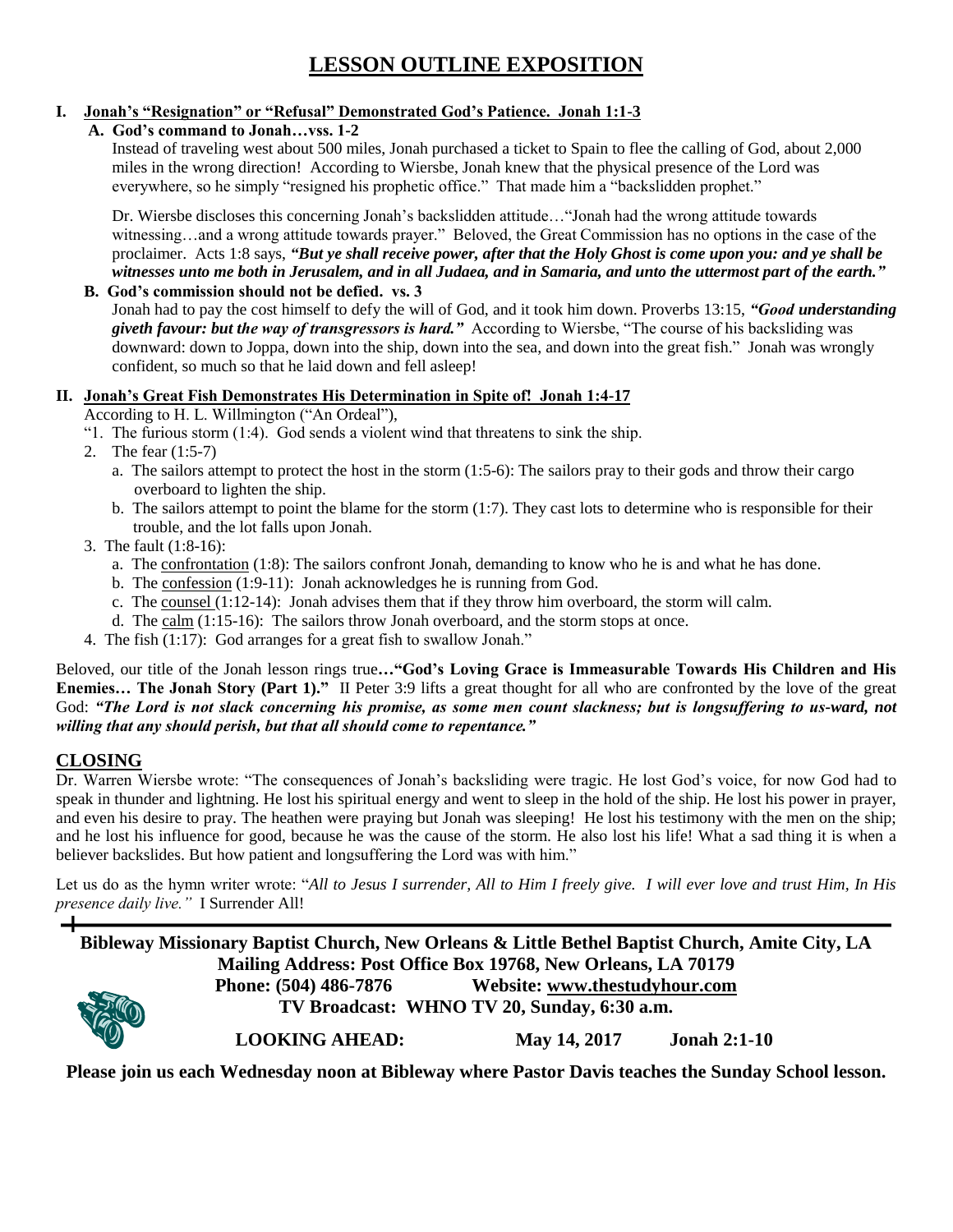# LESSON OUTLINE EXPOSITION

## I. Jonah's "Resignation" or "Refusal" Demonstrated God's Patience. Jonah 1:1-3

### A. God's command to Jonah…vss. 1-2

Instead of traveling west about 500 miles, Jonah purchased a ticket to Spain to flee the calling of God, about 2,000 miles in the wrong direction! According to Wiersbe, Jonah knew that the physical presence of the Lord was everywhere, so he simply "resigned his prophetic office." That made him a "backslidden prophet."

Dr. Wiersbe discloses this concerning Jonah's backslidden attitude…"Jonah had the wrong attitude towards witnessing…and a wrong attitude towards prayer." Beloved, the Great Commission has no options in the case of the proclaimer. Acts 1:8 says, ***"But ye shall receive power, after that the Holy Ghost is come upon you: and ye shall be witnesses unto me both in Jerusalem, and in all Judaea, and in Samaria, and unto the uttermost part of the earth."***

### B. God's commission should not be defied. vs. 3

Jonah had to pay the cost himself to defy the will of God, and it took him down. Proverbs 13:15, ***"Good understanding giveth favour: but the way of transgressors is hard."*** According to Wiersbe, "The course of his backsliding was downward: down to Joppa, down into the ship, down into the sea, and down into the great fish." Jonah was wrongly confident, so much so that he laid down and fell asleep!

## II. Jonah's Great Fish Demonstrates His Determination in Spite of! Jonah 1:4-17

According to H. L. Willmington ("An Ordeal"),

"1. The furious storm (1:4). God sends a violent wind that threatens to sink the ship.
2. The fear (1:5-7)
   a. The sailors attempt to protect the host in the storm (1:5-6): The sailors pray to their gods and throw their cargo overboard to lighten the ship.
   b. The sailors attempt to point the blame for the storm (1:7). They cast lots to determine who is responsible for their trouble, and the lot falls upon Jonah.
3. The fault (1:8-16):
   a. The confrontation (1:8): The sailors confront Jonah, demanding to know who he is and what he has done.
   b. The confession (1:9-11): Jonah acknowledges he is running from God.
   c. The counsel (1:12-14): Jonah advises them that if they throw him overboard, the storm will calm.
   d. The calm (1:15-16): The sailors throw Jonah overboard, and the storm stops at once.
4. The fish (1:17): God arranges for a great fish to swallow Jonah."

Beloved, our title of the Jonah lesson rings true**…"God's Loving Grace is Immeasurable Towards His Children and His Enemies… The Jonah Story (Part 1)."** II Peter 3:9 lifts a great thought for all who are confronted by the love of the great God: ***"The Lord is not slack concerning his promise, as some men count slackness; but is longsuffering to us-ward, not willing that any should perish, but that all should come to repentance."***

## CLOSING

Dr. Warren Wiersbe wrote: "The consequences of Jonah's backsliding were tragic. He lost God's voice, for now God had to speak in thunder and lightning. He lost his spiritual energy and went to sleep in the hold of the ship. He lost his power in prayer, and even his desire to pray. The heathen were praying but Jonah was sleeping! He lost his testimony with the men on the ship; and he lost his influence for good, because he was the cause of the storm. He also lost his life! What a sad thing it is when a believer backslides. But how patient and longsuffering the Lord was with him."

Let us do as the hymn writer wrote: "*All to Jesus I surrender, All to Him I freely give. I will ever love and trust Him, In His presence daily live."* I Surrender All!

**Bibleway Missionary Baptist Church, New Orleans & Little Bethel Baptist Church, Amite City, LA**
**Mailing Address: Post Office Box 19768, New Orleans, LA 70179**
**Phone: (504) 486-7876 Website: www.thestudyhour.com**
**TV Broadcast: WHNO TV 20, Sunday, 6:30 a.m.**

**LOOKING AHEAD: May 14, 2017 Jonah 2:1-10**

**Please join us each Wednesday noon at Bibleway where Pastor Davis teaches the Sunday School lesson.**